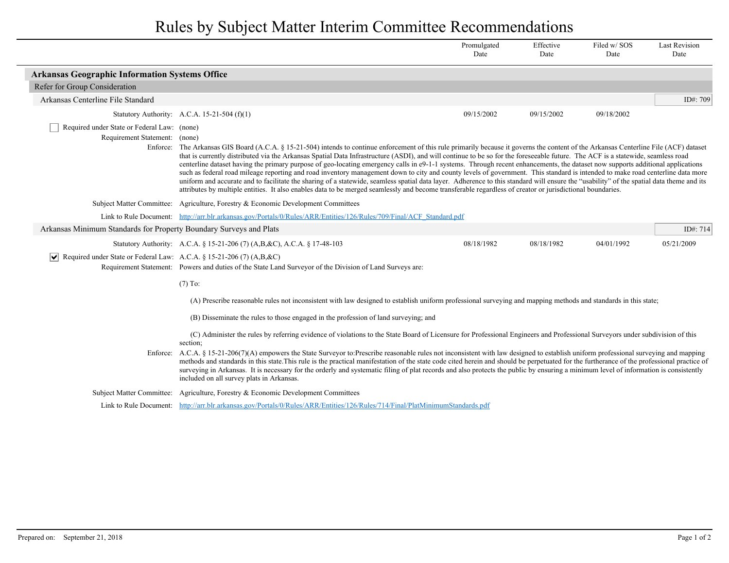# Rules by Subject Matter Interim Committee Recommendations

| | Promulgated Date | Effective Date | Filed w/ SOS Date | Last Revision Date |
|---|---|---|---|---|

## Arkansas Geographic Information Systems Office

### Refer for Group Consideration

#### Arkansas Centerline File Standard

ID#: 709

| | Promulgated Date | Effective Date | Filed w/ SOS Date | Last Revision Date |
|---|---|---|---|---|
| **Statutory Authority:** A.C.A. 15-21-504 (f)(1) | 09/15/2002 | 09/15/2002 | 09/18/2002 | |

☐ **Required under State or Federal Law:** (none)

**Requirement Statement:** (none)

**Enforce:** The Arkansas GIS Board (A.C.A. § 15-21-504) intends to continue enforcement of this rule primarily because it governs the content of the Arkansas Centerline File (ACF) dataset that is currently distributed via the Arkansas Spatial Data Infrastructure (ASDI), and will continue to be so for the foreseeable future. The ACF is a statewide, seamless road centerline dataset having the primary purpose of geo-locating emergency calls in e9-1-1 systems. Through recent enhancements, the dataset now supports additional applications such as federal road mileage reporting and road inventory management down to city and county levels of government. This standard is intended to make road centerline data more uniform and accurate and to facilitate the sharing of a statewide, seamless spatial data layer. Adherence to this standard will ensure the "usability" of the spatial data theme and its attributes by multiple entities. It also enables data to be merged seamlessly and become transferable regardless of creator or jurisdictional boundaries.

**Subject Matter Committee:** Agriculture, Forestry & Economic Development Committees

**Link to Rule Document:** [http://arr.blr.arkansas.gov/Portals/0/Rules/ARR/Entities/126/Rules/709/Final/ACF_Standard.pdf](http://arr.blr.arkansas.gov/Portals/0/Rules/ARR/Entities/126/Rules/709/Final/ACF_Standard.pdf)

#### Arkansas Minimum Standards for Property Boundary Surveys and Plats

ID#: 714

| | Promulgated Date | Effective Date | Filed w/ SOS Date | Last Revision Date |
|---|---|---|---|---|
| **Statutory Authority:** A.C.A. § 15-21-206 (7) (A,B,&C), A.C.A. § 17-48-103 | 08/18/1982 | 08/18/1982 | 04/01/1992 | 05/21/2009 |

☑ **Required under State or Federal Law:** A.C.A. § 15-21-206 (7) (A,B,&C)

**Requirement Statement:** Powers and duties of the State Land Surveyor of the Division of Land Surveys are:

(7) To:

(A) Prescribe reasonable rules not inconsistent with law designed to establish uniform professional surveying and mapping methods and standards in this state;

(B) Disseminate the rules to those engaged in the profession of land surveying; and

(C) Administer the rules by referring evidence of violations to the State Board of Licensure for Professional Engineers and Professional Surveyors under subdivision of this section;

**Enforce:** A.C.A. § 15-21-206(7)(A) empowers the State Surveyor to:Prescribe reasonable rules not inconsistent with law designed to establish uniform professional surveying and mapping methods and standards in this state.This rule is the practical manifestation of the state code cited herein and should be perpetuated for the furtherance of the professional practice of surveying in Arkansas. It is necessary for the orderly and systematic filing of plat records and also protects the public by ensuring a minimum level of information is consistently included on all survey plats in Arkansas.

**Subject Matter Committee:** Agriculture, Forestry & Economic Development Committees

**Link to Rule Document:** [http://arr.blr.arkansas.gov/Portals/0/Rules/ARR/Entities/126/Rules/714/Final/PlatMinimumStandards.pdf](http://arr.blr.arkansas.gov/Portals/0/Rules/ARR/Entities/126/Rules/714/Final/PlatMinimumStandards.pdf)

Prepared on: September 21, 2018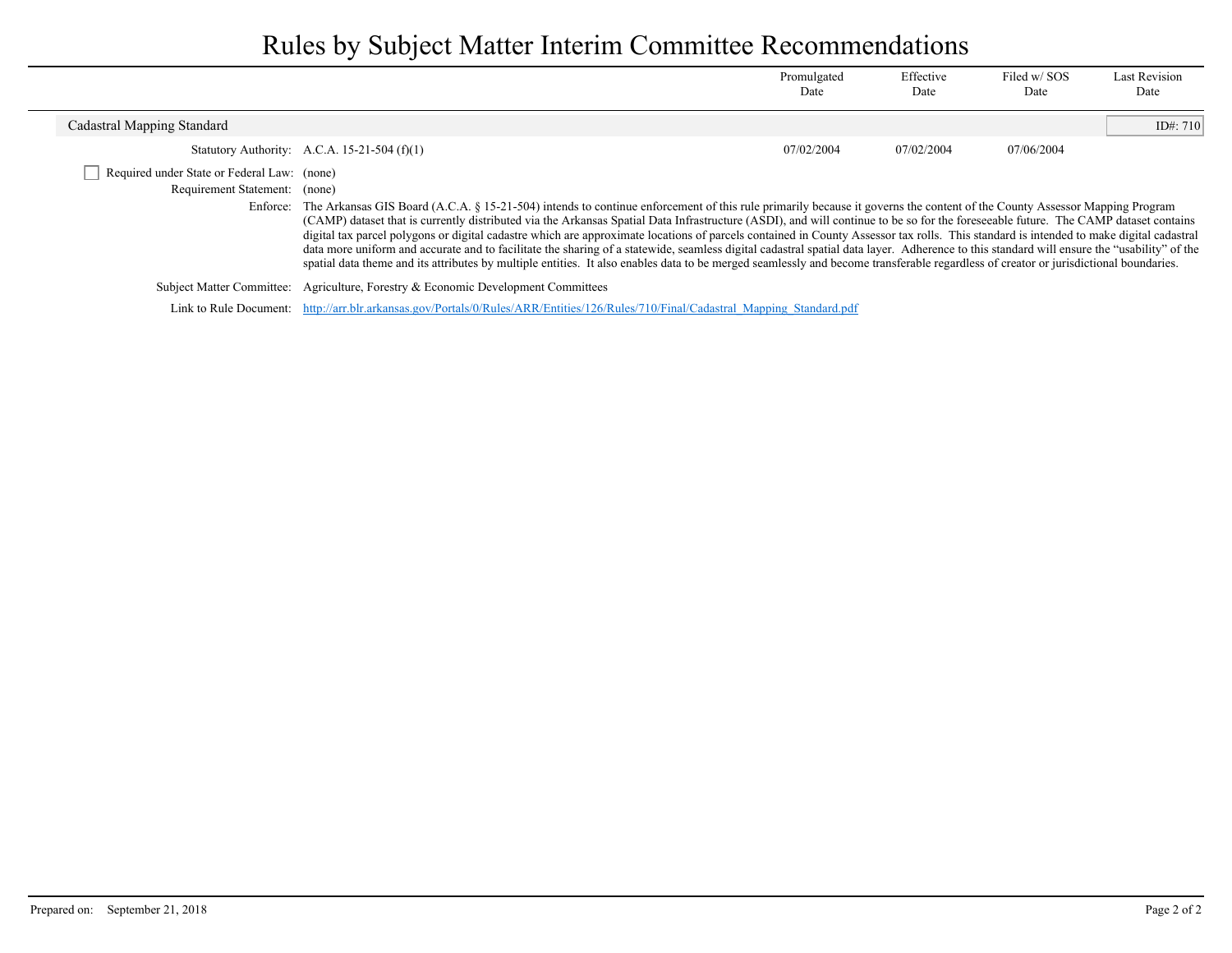# Rules by Subject Matter Interim Committee Recommendations

| | | Promulgated Date | Effective Date | Filed w/ SOS Date | Last Revision Date |
|---|---|---|---|---|---|
| **Cadastral Mapping Standard** | | | | | ID#: 710 |
| Statutory Authority: | A.C.A. 15-21-504 (f)(1) | 07/02/2004 | 07/02/2004 | 07/06/2004 | |

☐ Required under State or Federal Law: (none)

Requirement Statement: (none)

Enforce: The Arkansas GIS Board (A.C.A. § 15-21-504) intends to continue enforcement of this rule primarily because it governs the content of the County Assessor Mapping Program (CAMP) dataset that is currently distributed via the Arkansas Spatial Data Infrastructure (ASDI), and will continue to be so for the foreseeable future. The CAMP dataset contains digital tax parcel polygons or digital cadastre which are approximate locations of parcels contained in County Assessor tax rolls. This standard is intended to make digital cadastral data more uniform and accurate and to facilitate the sharing of a statewide, seamless digital cadastral spatial data layer. Adherence to this standard will ensure the "usability" of the spatial data theme and its attributes by multiple entities. It also enables data to be merged seamlessly and become transferable regardless of creator or jurisdictional boundaries.

Subject Matter Committee: Agriculture, Forestry & Economic Development Committees

Link to Rule Document: http://arr.blr.arkansas.gov/Portals/0/Rules/ARR/Entities/126/Rules/710/Final/Cadastral_Mapping_Standard.pdf

Prepared on: September 21, 2018